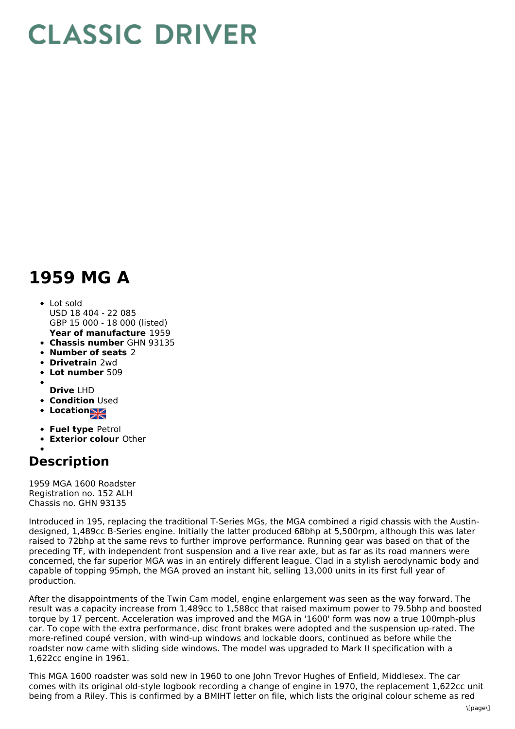# CLASSIC DRIVER

# 1959 MG A

- Lot sold
  USD 18 404 - 22 085
  GBP 15 000 - 18 000 (listed)
  **Year of manufacture** 1959
- **Chassis number** GHN 93135
- **Number of seats** 2
- **Drivetrain** 2wd
- **Lot number** 509
- **Drive** LHD
- **Condition** Used
- **Location**
- **Fuel type** Petrol
- **Exterior colour** Other

## Description

1959 MGA 1600 Roadster
Registration no. 152 ALH
Chassis no. GHN 93135

Introduced in 195, replacing the traditional T-Series MGs, the MGA combined a rigid chassis with the Austin-designed, 1,489cc B-Series engine. Initially the latter produced 68bhp at 5,500rpm, although this was later raised to 72bhp at the same revs to further improve performance. Running gear was based on that of the preceding TF, with independent front suspension and a live rear axle, but as far as its road manners were concerned, the far superior MGA was in an entirely different league. Clad in a stylish aerodynamic body and capable of topping 95mph, the MGA proved an instant hit, selling 13,000 units in its first full year of production.

After the disappointments of the Twin Cam model, engine enlargement was seen as the way forward. The result was a capacity increase from 1,489cc to 1,588cc that raised maximum power to 79.5bhp and boosted torque by 17 percent. Acceleration was improved and the MGA in '1600' form was now a true 100mph-plus car. To cope with the extra performance, disc front brakes were adopted and the suspension up-rated. The more-refined coupé version, with wind-up windows and lockable doors, continued as before while the roadster now came with sliding side windows. The model was upgraded to Mark II specification with a 1,622cc engine in 1961.

This MGA 1600 roadster was sold new in 1960 to one John Trevor Hughes of Enfield, Middlesex. The car comes with its original old-style logbook recording a change of engine in 1970, the replacement 1,622cc unit being from a Riley. This is confirmed by a BMIHT letter on file, which lists the original colour scheme as red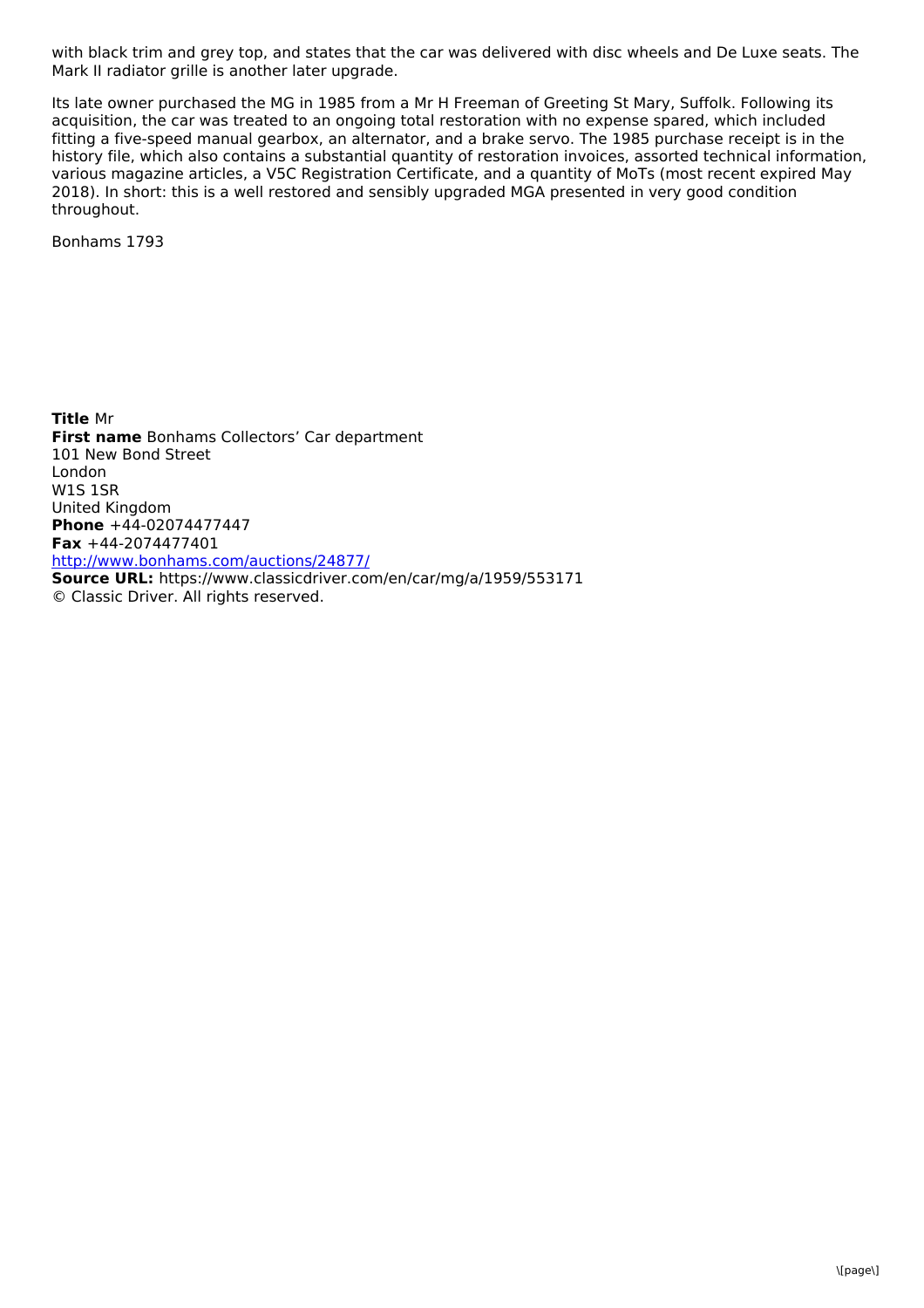with black trim and grey top, and states that the car was delivered with disc wheels and De Luxe seats. The Mark II radiator grille is another later upgrade.

Its late owner purchased the MG in 1985 from a Mr H Freeman of Greeting St Mary, Suffolk. Following its acquisition, the car was treated to an ongoing total restoration with no expense spared, which included fitting a five-speed manual gearbox, an alternator, and a brake servo. The 1985 purchase receipt is in the history file, which also contains a substantial quantity of restoration invoices, assorted technical information, various magazine articles, a V5C Registration Certificate, and a quantity of MoTs (most recent expired May 2018). In short: this is a well restored and sensibly upgraded MGA presented in very good condition throughout.

Bonhams 1793

**Title** Mr  
**First name** Bonhams Collectors' Car department  
101 New Bond Street  
London  
W1S 1SR  
United Kingdom  
**Phone** +44-02074477447  
**Fax** +44-2074477401  
[http://www.bonhams.com/auctions/24877/](http://www.bonhams.com/auctions/24877/)  
**Source URL:** https://www.classicdriver.com/en/car/mg/a/1959/553171  
© Classic Driver. All rights reserved.